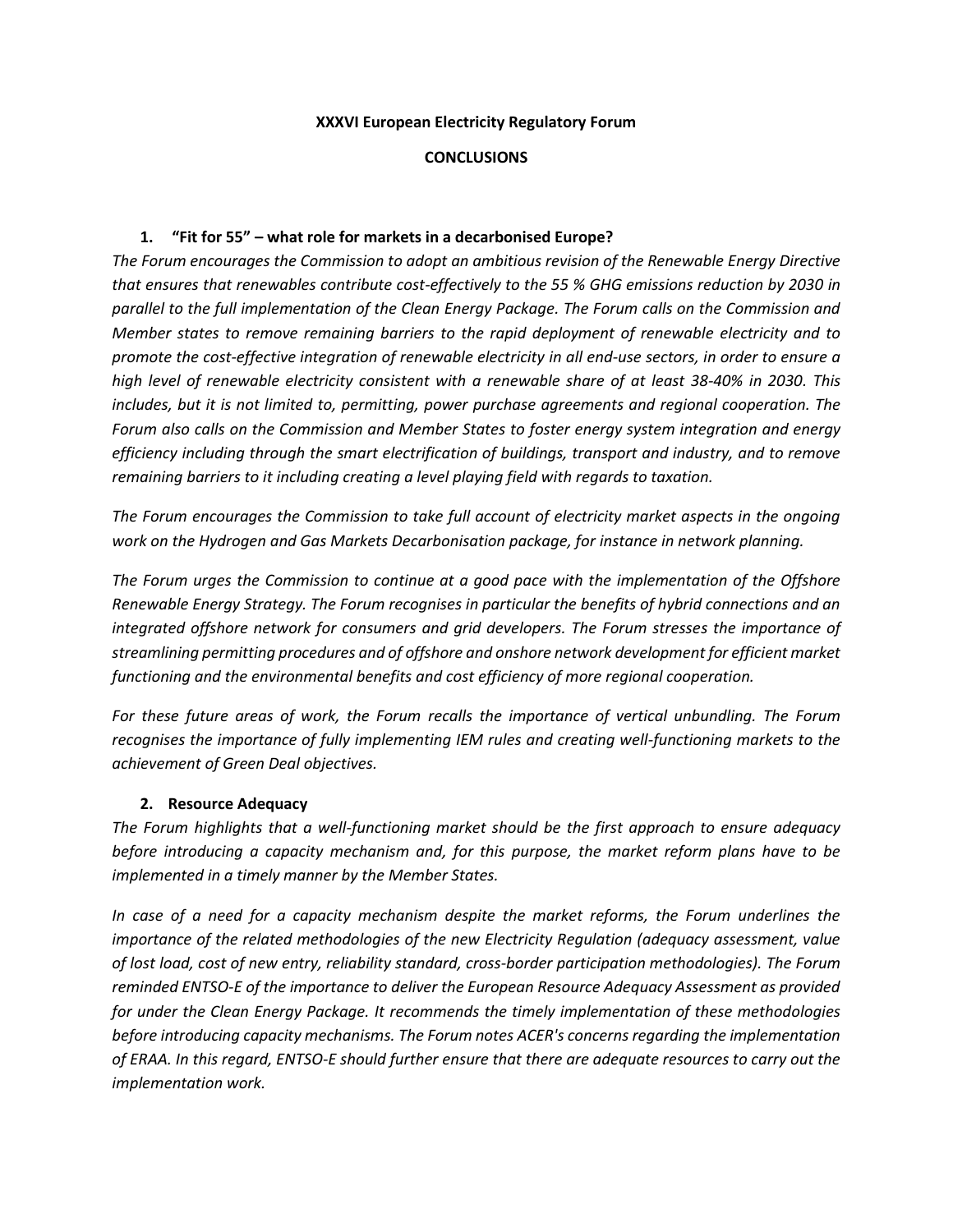**XXXVI European Electricity Regulatory Forum**

**CONCLUSIONS**

## 1. "Fit for 55" – what role for markets in a decarbonised Europe?

*The Forum encourages the Commission to adopt an ambitious revision of the Renewable Energy Directive that ensures that renewables contribute cost-effectively to the 55 % GHG emissions reduction by 2030 in parallel to the full implementation of the Clean Energy Package. The Forum calls on the Commission and Member states to remove remaining barriers to the rapid deployment of renewable electricity and to promote the cost-effective integration of renewable electricity in all end-use sectors, in order to ensure a high level of renewable electricity consistent with a renewable share of at least 38-40% in 2030. This includes, but it is not limited to, permitting, power purchase agreements and regional cooperation. The Forum also calls on the Commission and Member States to foster energy system integration and energy efficiency including through the smart electrification of buildings, transport and industry, and to remove remaining barriers to it including creating a level playing field with regards to taxation.*

*The Forum encourages the Commission to take full account of electricity market aspects in the ongoing work on the Hydrogen and Gas Markets Decarbonisation package, for instance in network planning.*

*The Forum urges the Commission to continue at a good pace with the implementation of the Offshore Renewable Energy Strategy. The Forum recognises in particular the benefits of hybrid connections and an integrated offshore network for consumers and grid developers. The Forum stresses the importance of streamlining permitting procedures and of offshore and onshore network development for efficient market functioning and the environmental benefits and cost efficiency of more regional cooperation.*

*For these future areas of work, the Forum recalls the importance of vertical unbundling. The Forum recognises the importance of fully implementing IEM rules and creating well-functioning markets to the achievement of Green Deal objectives.*

## 2. Resource Adequacy

*The Forum highlights that a well-functioning market should be the first approach to ensure adequacy before introducing a capacity mechanism and, for this purpose, the market reform plans have to be implemented in a timely manner by the Member States.*

*In case of a need for a capacity mechanism despite the market reforms, the Forum underlines the importance of the related methodologies of the new Electricity Regulation (adequacy assessment, value of lost load, cost of new entry, reliability standard, cross-border participation methodologies). The Forum reminded ENTSO-E of the importance to deliver the European Resource Adequacy Assessment as provided for under the Clean Energy Package. It recommends the timely implementation of these methodologies before introducing capacity mechanisms. The Forum notes ACER's concerns regarding the implementation of ERAA. In this regard, ENTSO-E should further ensure that there are adequate resources to carry out the implementation work.*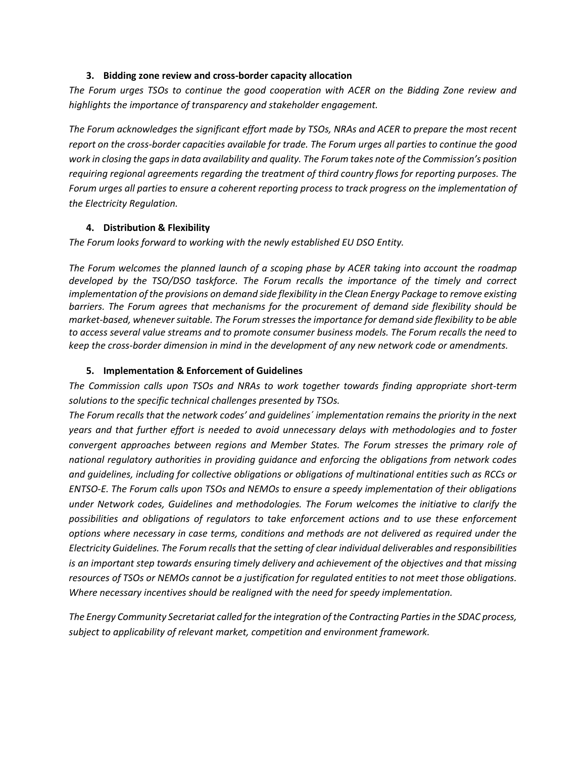### 3. Bidding zone review and cross-border capacity allocation

*The Forum urges TSOs to continue the good cooperation with ACER on the Bidding Zone review and highlights the importance of transparency and stakeholder engagement.*

*The Forum acknowledges the significant effort made by TSOs, NRAs and ACER to prepare the most recent report on the cross-border capacities available for trade. The Forum urges all parties to continue the good work in closing the gaps in data availability and quality. The Forum takes note of the Commission's position requiring regional agreements regarding the treatment of third country flows for reporting purposes. The Forum urges all parties to ensure a coherent reporting process to track progress on the implementation of the Electricity Regulation.*

### 4. Distribution & Flexibility

*The Forum looks forward to working with the newly established EU DSO Entity.*

*The Forum welcomes the planned launch of a scoping phase by ACER taking into account the roadmap developed by the TSO/DSO taskforce. The Forum recalls the importance of the timely and correct implementation of the provisions on demand side flexibility in the Clean Energy Package to remove existing barriers. The Forum agrees that mechanisms for the procurement of demand side flexibility should be market-based, whenever suitable. The Forum stresses the importance for demand side flexibility to be able to access several value streams and to promote consumer business models. The Forum recalls the need to keep the cross-border dimension in mind in the development of any new network code or amendments.*

### 5. Implementation & Enforcement of Guidelines

*The Commission calls upon TSOs and NRAs to work together towards finding appropriate short-term solutions to the specific technical challenges presented by TSOs.*

*The Forum recalls that the network codes' and guidelines´ implementation remains the priority in the next years and that further effort is needed to avoid unnecessary delays with methodologies and to foster convergent approaches between regions and Member States. The Forum stresses the primary role of national regulatory authorities in providing guidance and enforcing the obligations from network codes and guidelines, including for collective obligations or obligations of multinational entities such as RCCs or ENTSO-E. The Forum calls upon TSOs and NEMOs to ensure a speedy implementation of their obligations under Network codes, Guidelines and methodologies. The Forum welcomes the initiative to clarify the possibilities and obligations of regulators to take enforcement actions and to use these enforcement options where necessary in case terms, conditions and methods are not delivered as required under the Electricity Guidelines. The Forum recalls that the setting of clear individual deliverables and responsibilities is an important step towards ensuring timely delivery and achievement of the objectives and that missing resources of TSOs or NEMOs cannot be a justification for regulated entities to not meet those obligations. Where necessary incentives should be realigned with the need for speedy implementation.*

*The Energy Community Secretariat called for the integration of the Contracting Parties in the SDAC process, subject to applicability of relevant market, competition and environment framework.*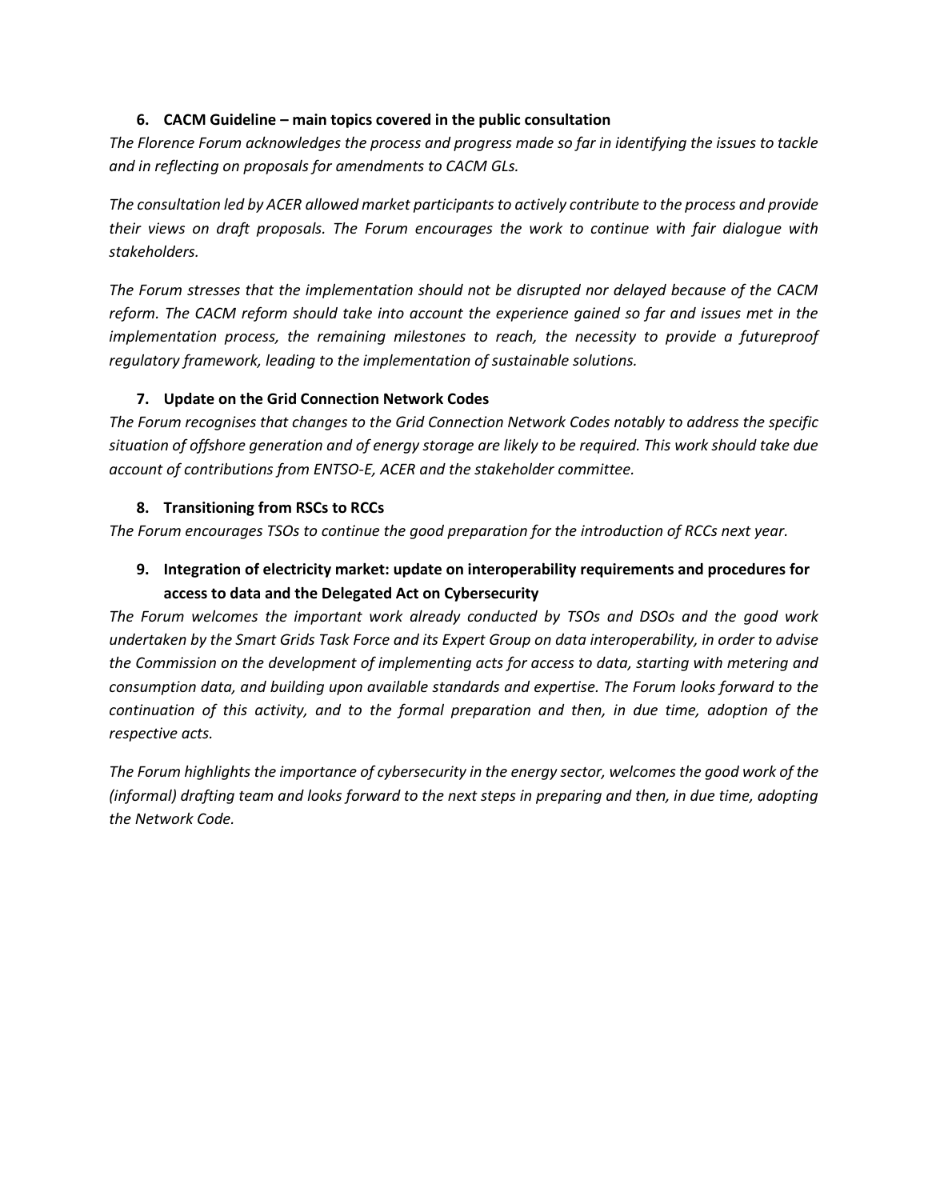### 6. CACM Guideline – main topics covered in the public consultation

*The Florence Forum acknowledges the process and progress made so far in identifying the issues to tackle and in reflecting on proposals for amendments to CACM GLs.*

*The consultation led by ACER allowed market participants to actively contribute to the process and provide their views on draft proposals. The Forum encourages the work to continue with fair dialogue with stakeholders.*

*The Forum stresses that the implementation should not be disrupted nor delayed because of the CACM reform. The CACM reform should take into account the experience gained so far and issues met in the implementation process, the remaining milestones to reach, the necessity to provide a futureproof regulatory framework, leading to the implementation of sustainable solutions.*

### 7. Update on the Grid Connection Network Codes

*The Forum recognises that changes to the Grid Connection Network Codes notably to address the specific situation of offshore generation and of energy storage are likely to be required. This work should take due account of contributions from ENTSO-E, ACER and the stakeholder committee.*

### 8. Transitioning from RSCs to RCCs

*The Forum encourages TSOs to continue the good preparation for the introduction of RCCs next year.*

### 9. Integration of electricity market: update on interoperability requirements and procedures for access to data and the Delegated Act on Cybersecurity

*The Forum welcomes the important work already conducted by TSOs and DSOs and the good work undertaken by the Smart Grids Task Force and its Expert Group on data interoperability, in order to advise the Commission on the development of implementing acts for access to data, starting with metering and consumption data, and building upon available standards and expertise. The Forum looks forward to the continuation of this activity, and to the formal preparation and then, in due time, adoption of the respective acts.*

*The Forum highlights the importance of cybersecurity in the energy sector, welcomes the good work of the (informal) drafting team and looks forward to the next steps in preparing and then, in due time, adopting the Network Code.*